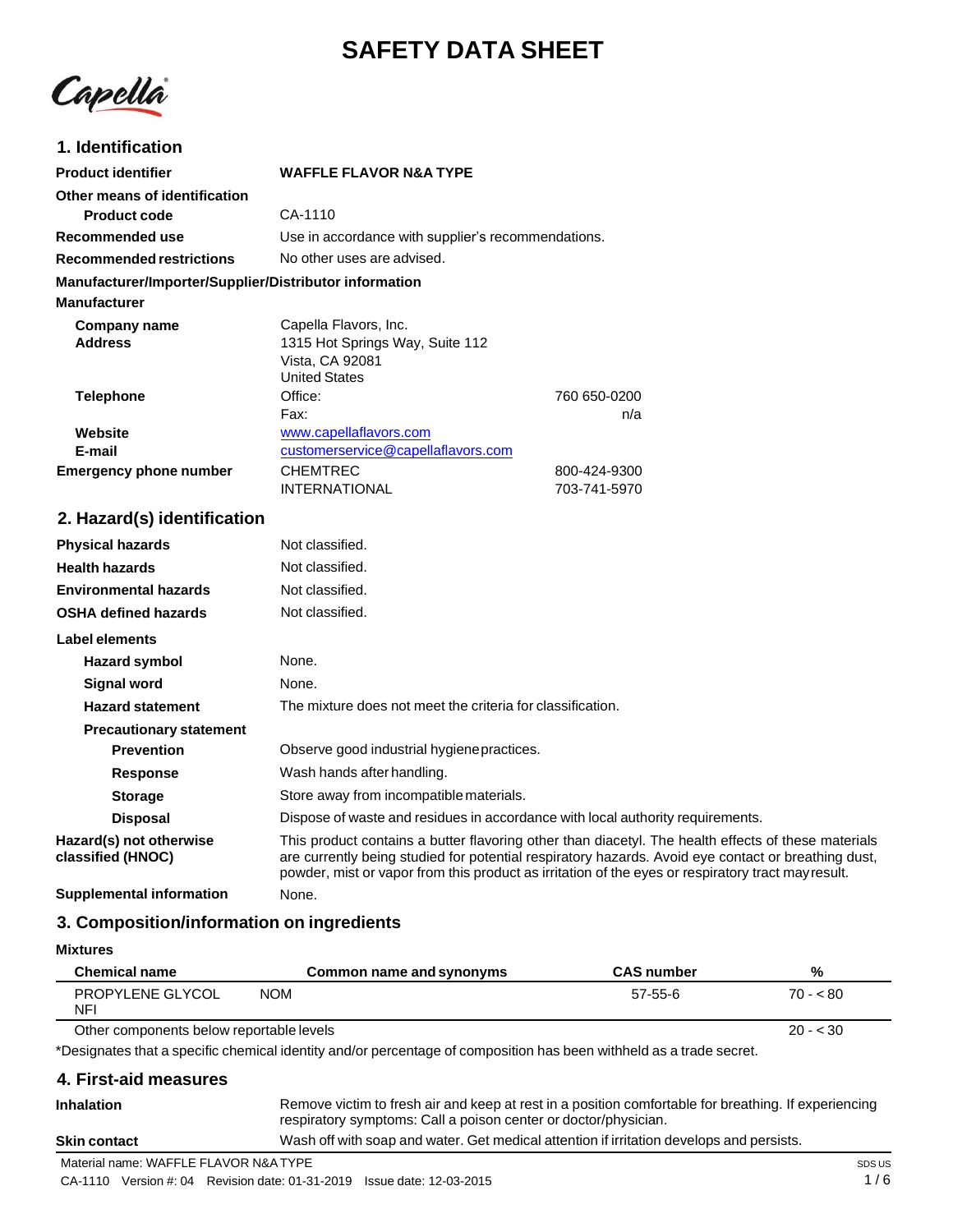# SAFETY DATA SHEET

Capella

## 1. Identification

| | |
|---|---|
| **Product identifier** | **WAFFLE FLAVOR N&A TYPE** |
| **Other means of identification** | |
| **Product code** | CA-1110 |
| **Recommended use** | Use in accordance with supplier's recommendations. |
| **Recommended restrictions** | No other uses are advised. |

**Manufacturer/Importer/Supplier/Distributor information**

**Manufacturer**

| | | |
|---|---|---|
| **Company name** | Capella Flavors, Inc. | |
| **Address** | 1315 Hot Springs Way, Suite 112<br>Vista, CA 92081<br>United States | |
| **Telephone** | Office: | 760 650-0200 |
| | Fax: | n/a |
| **Website** | www.capellaflavors.com | |
| **E-mail** | customerservice@capellaflavors.com | |
| **Emergency phone number** | CHEMTREC | 800-424-9300 |
| | INTERNATIONAL | 703-741-5970 |

## 2. Hazard(s) identification

| | |
|---|---|
| **Physical hazards** | Not classified. |
| **Health hazards** | Not classified. |
| **Environmental hazards** | Not classified. |
| **OSHA defined hazards** | Not classified. |

**Label elements**

| | |
|---|---|
| **Hazard symbol** | None. |
| **Signal word** | None. |
| **Hazard statement** | The mixture does not meet the criteria for classification. |
| **Precautionary statement** | |
| **Prevention** | Observe good industrial hygiene practices. |
| **Response** | Wash hands after handling. |
| **Storage** | Store away from incompatible materials. |
| **Disposal** | Dispose of waste and residues in accordance with local authority requirements. |
| **Hazard(s) not otherwise classified (HNOC)** | This product contains a butter flavoring other than diacetyl. The health effects of these materials are currently being studied for potential respiratory hazards. Avoid eye contact or breathing dust, powder, mist or vapor from this product as irritation of the eyes or respiratory tract may result. |
| **Supplemental information** | None. |

## 3. Composition/information on ingredients

**Mixtures**

| Chemical name | Common name and synonyms | CAS number | % |
|---|---|---|---|
| PROPYLENE GLYCOL NFI | NOM | 57-55-6 | 70 - < 80 |
| Other components below reportable levels | | | 20 - < 30 |

*Designates that a specific chemical identity and/or percentage of composition has been withheld as a trade secret.

## 4. First-aid measures

| | |
|---|---|
| **Inhalation** | Remove victim to fresh air and keep at rest in a position comfortable for breathing. If experiencing respiratory symptoms: Call a poison center or doctor/physician. |
| **Skin contact** | Wash off with soap and water. Get medical attention if irritation develops and persists. |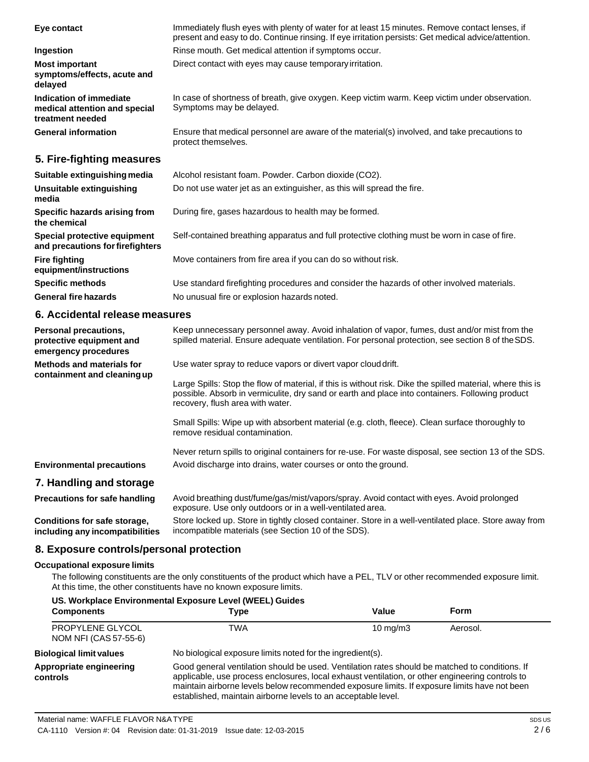**Eye contact** Immediately flush eyes with plenty of water for at least 15 minutes. Remove contact lenses, if present and easy to do. Continue rinsing. If eye irritation persists: Get medical advice/attention.

**Ingestion** Rinse mouth. Get medical attention if symptoms occur.

**Most important symptoms/effects, acute and delayed** Direct contact with eyes may cause temporary irritation.

**Indication of immediate medical attention and special treatment needed** In case of shortness of breath, give oxygen. Keep victim warm. Keep victim under observation. Symptoms may be delayed.

**General information** Ensure that medical personnel are aware of the material(s) involved, and take precautions to protect themselves.

## 5. Fire-fighting measures

**Suitable extinguishing media** Alcohol resistant foam. Powder. Carbon dioxide (CO2).

**Unsuitable extinguishing media** Do not use water jet as an extinguisher, as this will spread the fire.

**Specific hazards arising from the chemical** During fire, gases hazardous to health may be formed.

**Special protective equipment and precautions for firefighters** Self-contained breathing apparatus and full protective clothing must be worn in case of fire.

**Fire fighting equipment/instructions** Move containers from fire area if you can do so without risk.

**Specific methods** Use standard firefighting procedures and consider the hazards of other involved materials.

**General fire hazards** No unusual fire or explosion hazards noted.

## 6. Accidental release measures

**Personal precautions, protective equipment and emergency procedures** Keep unnecessary personnel away. Avoid inhalation of vapor, fumes, dust and/or mist from the spilled material. Ensure adequate ventilation. For personal protection, see section 8 of the SDS.

**Methods and materials for containment and cleaning up** Use water spray to reduce vapors or divert vapor cloud drift.

Large Spills: Stop the flow of material, if this is without risk. Dike the spilled material, where this is possible. Absorb in vermiculite, dry sand or earth and place into containers. Following product recovery, flush area with water.

Small Spills: Wipe up with absorbent material (e.g. cloth, fleece). Clean surface thoroughly to remove residual contamination.

Never return spills to original containers for re-use. For waste disposal, see section 13 of the SDS.

**Environmental precautions** Avoid discharge into drains, water courses or onto the ground.

## 7. Handling and storage

**Precautions for safe handling** Avoid breathing dust/fume/gas/mist/vapors/spray. Avoid contact with eyes. Avoid prolonged exposure. Use only outdoors or in a well-ventilated area.

**Conditions for safe storage, including any incompatibilities** Store locked up. Store in tightly closed container. Store in a well-ventilated place. Store away from incompatible materials (see Section 10 of the SDS).

## 8. Exposure controls/personal protection

**Occupational exposure limits**

The following constituents are the only constituents of the product which have a PEL, TLV or other recommended exposure limit. At this time, the other constituents have no known exposure limits.

**US. Workplace Environmental Exposure Level (WEEL) Guides**

| Components | Type | Value | Form |
|---|---|---|---|
| PROPYLENE GLYCOL NOM NFI (CAS 57-55-6) | TWA | 10 mg/m3 | Aerosol. |

**Biological limit values** No biological exposure limits noted for the ingredient(s).

**Appropriate engineering controls** Good general ventilation should be used. Ventilation rates should be matched to conditions. If applicable, use process enclosures, local exhaust ventilation, or other engineering controls to maintain airborne levels below recommended exposure limits. If exposure limits have not been established, maintain airborne levels to an acceptable level.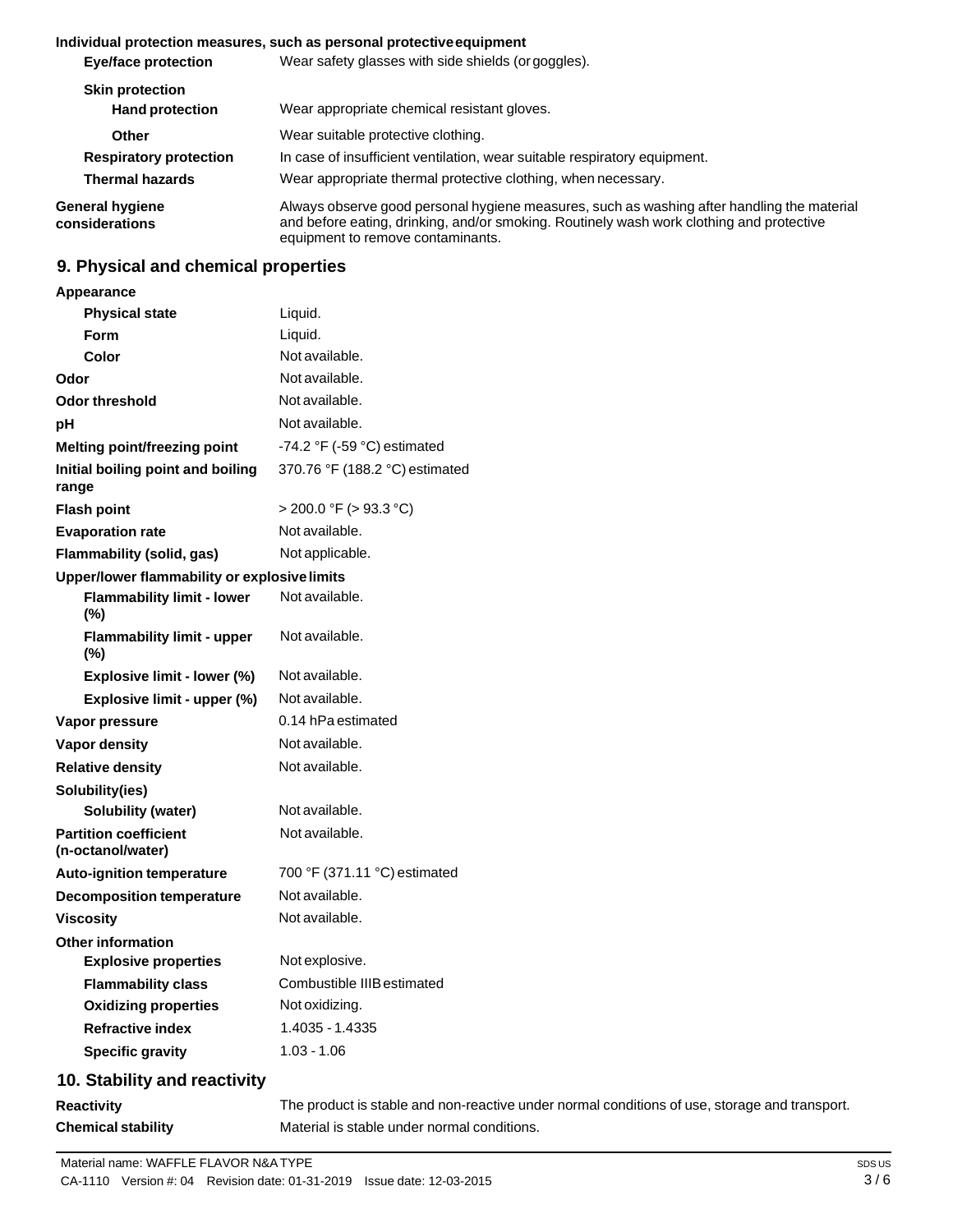**Individual protection measures, such as personal protective equipment**

| | |
|---|---|
| **Eye/face protection** | Wear safety glasses with side shields (or goggles). |
| **Skin protection** | |
| **Hand protection** | Wear appropriate chemical resistant gloves. |
| **Other** | Wear suitable protective clothing. |
| **Respiratory protection** | In case of insufficient ventilation, wear suitable respiratory equipment. |
| **Thermal hazards** | Wear appropriate thermal protective clothing, when necessary. |
| **General hygiene considerations** | Always observe good personal hygiene measures, such as washing after handling the material and before eating, drinking, and/or smoking. Routinely wash work clothing and protective equipment to remove contaminants. |

## 9. Physical and chemical properties

| | |
|---|---|
| **Appearance** | |
| **Physical state** | Liquid. |
| **Form** | Liquid. |
| **Color** | Not available. |
| **Odor** | Not available. |
| **Odor threshold** | Not available. |
| **pH** | Not available. |
| **Melting point/freezing point** | -74.2 °F (-59 °C) estimated |
| **Initial boiling point and boiling range** | 370.76 °F (188.2 °C) estimated |
| **Flash point** | > 200.0 °F (> 93.3 °C) |
| **Evaporation rate** | Not available. |
| **Flammability (solid, gas)** | Not applicable. |
| **Upper/lower flammability or explosive limits** | |
| **Flammability limit - lower (%)** | Not available. |
| **Flammability limit - upper (%)** | Not available. |
| **Explosive limit - lower (%)** | Not available. |
| **Explosive limit - upper (%)** | Not available. |
| **Vapor pressure** | 0.14 hPa estimated |
| **Vapor density** | Not available. |
| **Relative density** | Not available. |
| **Solubility(ies)** | |
| **Solubility (water)** | Not available. |
| **Partition coefficient (n-octanol/water)** | Not available. |
| **Auto-ignition temperature** | 700 °F (371.11 °C) estimated |
| **Decomposition temperature** | Not available. |
| **Viscosity** | Not available. |
| **Other information** | |
| **Explosive properties** | Not explosive. |
| **Flammability class** | Combustible IIIB estimated |
| **Oxidizing properties** | Not oxidizing. |
| **Refractive index** | 1.4035 - 1.4335 |
| **Specific gravity** | 1.03 - 1.06 |

## 10. Stability and reactivity

| | |
|---|---|
| **Reactivity** | The product is stable and non-reactive under normal conditions of use, storage and transport. |
| **Chemical stability** | Material is stable under normal conditions. |

Material name: WAFFLE FLAVOR N&A TYPE

CA-1110 Version #: 04 Revision date: 01-31-2019 Issue date: 12-03-2015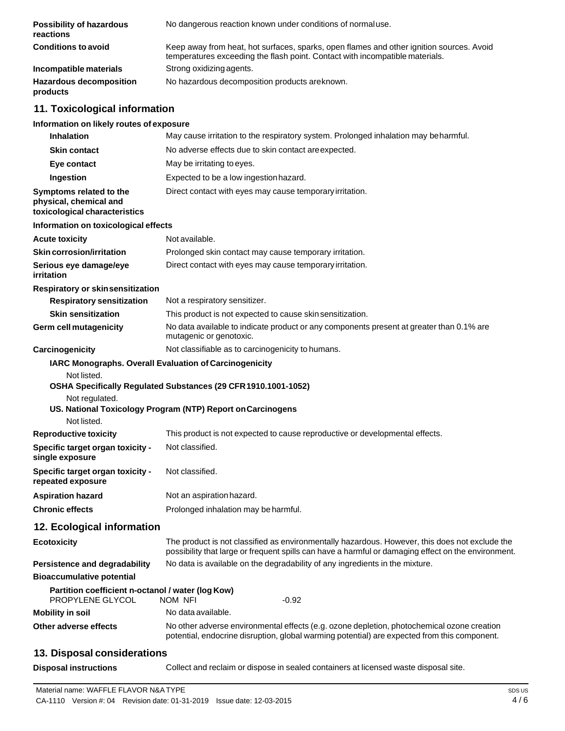**Possibility of hazardous reactions** No dangerous reaction known under conditions of normal use.

**Conditions to avoid** Keep away from heat, hot surfaces, sparks, open flames and other ignition sources. Avoid temperatures exceeding the flash point. Contact with incompatible materials.

**Incompatible materials** Strong oxidizing agents.

**Hazardous decomposition products** No hazardous decomposition products are known.

## 11. Toxicological information

**Information on likely routes of exposure**

**Inhalation** May cause irritation to the respiratory system. Prolonged inhalation may be harmful.

**Skin contact** No adverse effects due to skin contact are expected.

**Eye contact** May be irritating to eyes.

**Ingestion** Expected to be a low ingestion hazard.

**Symptoms related to the physical, chemical and toxicological characteristics** Direct contact with eyes may cause temporary irritation.

**Information on toxicological effects**

**Acute toxicity** Not available.

**Skin corrosion/irritation** Prolonged skin contact may cause temporary irritation.

**Serious eye damage/eye irritation** Direct contact with eyes may cause temporary irritation.

**Respiratory or skin sensitization**

**Respiratory sensitization** Not a respiratory sensitizer.

**Skin sensitization** This product is not expected to cause skin sensitization.

**Germ cell mutagenicity** No data available to indicate product or any components present at greater than 0.1% are mutagenic or genotoxic.

**Carcinogenicity** Not classifiable as to carcinogenicity to humans.

**IARC Monographs. Overall Evaluation of Carcinogenicity**

Not listed.

**OSHA Specifically Regulated Substances (29 CFR 1910.1001-1052)**

Not regulated.

**US. National Toxicology Program (NTP) Report on Carcinogens**

Not listed.

**Reproductive toxicity** This product is not expected to cause reproductive or developmental effects.

**Specific target organ toxicity - single exposure** Not classified.

**Specific target organ toxicity - repeated exposure** Not classified.

**Aspiration hazard** Not an aspiration hazard.

**Chronic effects** Prolonged inhalation may be harmful.

## 12. Ecological information

**Ecotoxicity** The product is not classified as environmentally hazardous. However, this does not exclude the possibility that large or frequent spills can have a harmful or damaging effect on the environment.

**Persistence and degradability** No data is available on the degradability of any ingredients in the mixture.

**Bioaccumulative potential**

**Partition coefficient n-octanol / water (log Kow)**

| | | |
|---|---|---|
| PROPYLENE GLYCOL | NOM NFI | -0.92 |

**Mobility in soil** No data available.

**Other adverse effects** No other adverse environmental effects (e.g. ozone depletion, photochemical ozone creation potential, endocrine disruption, global warming potential) are expected from this component.

## 13. Disposal considerations

**Disposal instructions** Collect and reclaim or dispose in sealed containers at licensed waste disposal site.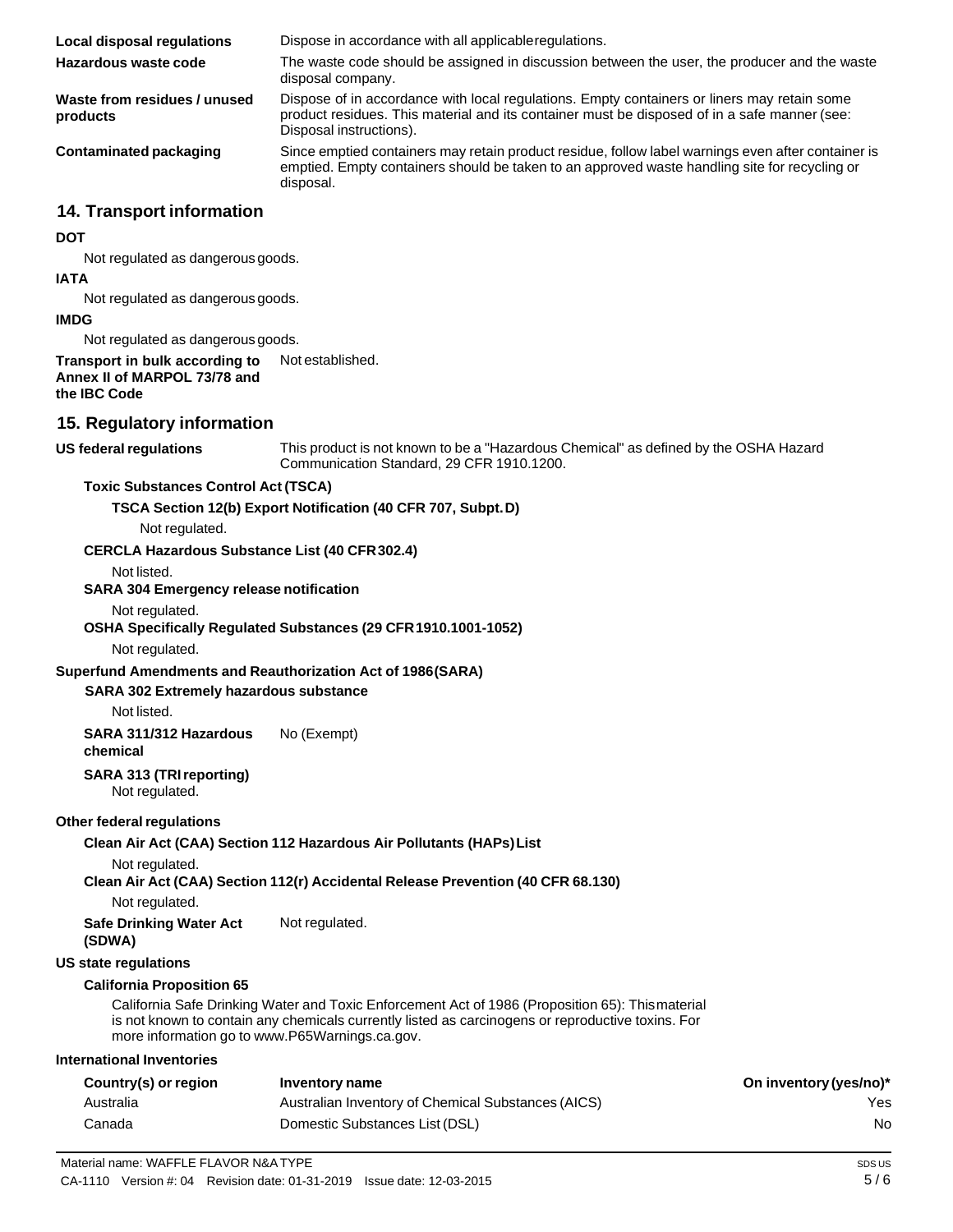| | |
|---|---|
| **Local disposal regulations** | Dispose in accordance with all applicable regulations. |
| **Hazardous waste code** | The waste code should be assigned in discussion between the user, the producer and the waste disposal company. |
| **Waste from residues / unused products** | Dispose of in accordance with local regulations. Empty containers or liners may retain some product residues. This material and its container must be disposed of in a safe manner (see: Disposal instructions). |
| **Contaminated packaging** | Since emptied containers may retain product residue, follow label warnings even after container is emptied. Empty containers should be taken to an approved waste handling site for recycling or disposal. |

## 14. Transport information

**DOT**

Not regulated as dangerous goods.

**IATA**

Not regulated as dangerous goods.

**IMDG**

Not regulated as dangerous goods.

**Transport in bulk according to Annex II of MARPOL 73/78 and the IBC Code** Not established.

## 15. Regulatory information

**US federal regulations** This product is not known to be a "Hazardous Chemical" as defined by the OSHA Hazard Communication Standard, 29 CFR 1910.1200.

**Toxic Substances Control Act (TSCA)**

**TSCA Section 12(b) Export Notification (40 CFR 707, Subpt. D)**

Not regulated.

**CERCLA Hazardous Substance List (40 CFR 302.4)**

Not listed.

**SARA 304 Emergency release notification**

Not regulated.

**OSHA Specifically Regulated Substances (29 CFR 1910.1001-1052)**

Not regulated.

**Superfund Amendments and Reauthorization Act of 1986 (SARA)**

**SARA 302 Extremely hazardous substance**

Not listed.

**SARA 311/312 Hazardous chemical** No (Exempt)

**SARA 313 (TRI reporting)**

Not regulated.

**Other federal regulations**

**Clean Air Act (CAA) Section 112 Hazardous Air Pollutants (HAPs) List**

Not regulated.

**Clean Air Act (CAA) Section 112(r) Accidental Release Prevention (40 CFR 68.130)**

Not regulated.

**Safe Drinking Water Act (SDWA)** Not regulated.

**US state regulations**

**California Proposition 65**

California Safe Drinking Water and Toxic Enforcement Act of 1986 (Proposition 65): This material is not known to contain any chemicals currently listed as carcinogens or reproductive toxins. For more information go to www.P65Warnings.ca.gov.

**International Inventories**

| Country(s) or region | Inventory name | On inventory (yes/no)* |
|---|---|---|
| Australia | Australian Inventory of Chemical Substances (AICS) | Yes |
| Canada | Domestic Substances List (DSL) | No |

Material name: WAFFLE FLAVOR N&A TYPE

CA-1110 Version #: 04 Revision date: 01-31-2019 Issue date: 12-03-2015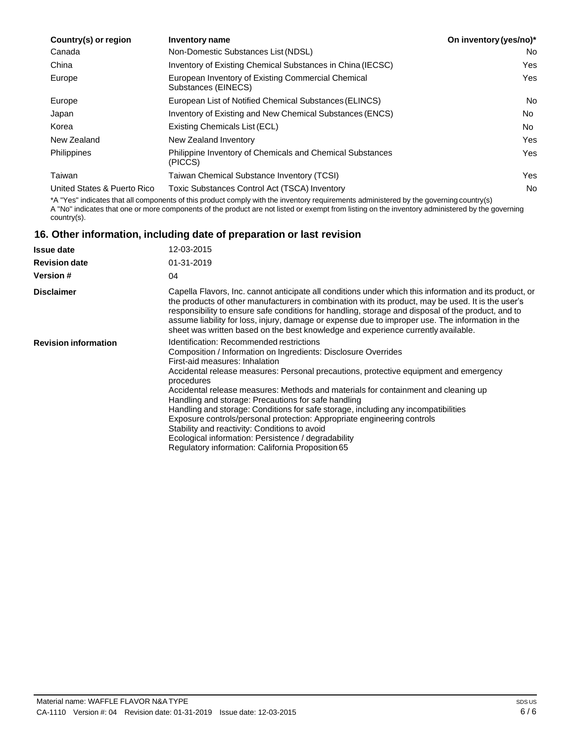| Country(s) or region | Inventory name | On inventory (yes/no)* |
| --- | --- | --- |
| Canada | Non-Domestic Substances List (NDSL) | No |
| China | Inventory of Existing Chemical Substances in China (IECSC) | Yes |
| Europe | European Inventory of Existing Commercial Chemical Substances (EINECS) | Yes |
| Europe | European List of Notified Chemical Substances (ELINCS) | No |
| Japan | Inventory of Existing and New Chemical Substances (ENCS) | No |
| Korea | Existing Chemicals List (ECL) | No |
| New Zealand | New Zealand Inventory | Yes |
| Philippines | Philippine Inventory of Chemicals and Chemical Substances (PICCS) | Yes |
| Taiwan | Taiwan Chemical Substance Inventory (TCSI) | Yes |
| United States & Puerto Rico | Toxic Substances Control Act (TSCA) Inventory | No |

*A "Yes" indicates that all components of this product comply with the inventory requirements administered by the governing country(s)
A "No" indicates that one or more components of the product are not listed or exempt from listing on the inventory administered by the governing country(s).

## 16. Other information, including date of preparation or last revision

**Issue date** 12-03-2015

**Revision date** 01-31-2019

**Version #** 04

**Disclaimer** Capella Flavors, Inc. cannot anticipate all conditions under which this information and its product, or the products of other manufacturers in combination with its product, may be used. It is the user's responsibility to ensure safe conditions for handling, storage and disposal of the product, and to assume liability for loss, injury, damage or expense due to improper use. The information in the sheet was written based on the best knowledge and experience currently available.

**Revision information**
Identification: Recommended restrictions
Composition / Information on Ingredients: Disclosure Overrides
First-aid measures: Inhalation
Accidental release measures: Personal precautions, protective equipment and emergency procedures
Accidental release measures: Methods and materials for containment and cleaning up
Handling and storage: Precautions for safe handling
Handling and storage: Conditions for safe storage, including any incompatibilities
Exposure controls/personal protection: Appropriate engineering controls
Stability and reactivity: Conditions to avoid
Ecological information: Persistence / degradability
Regulatory information: California Proposition 65